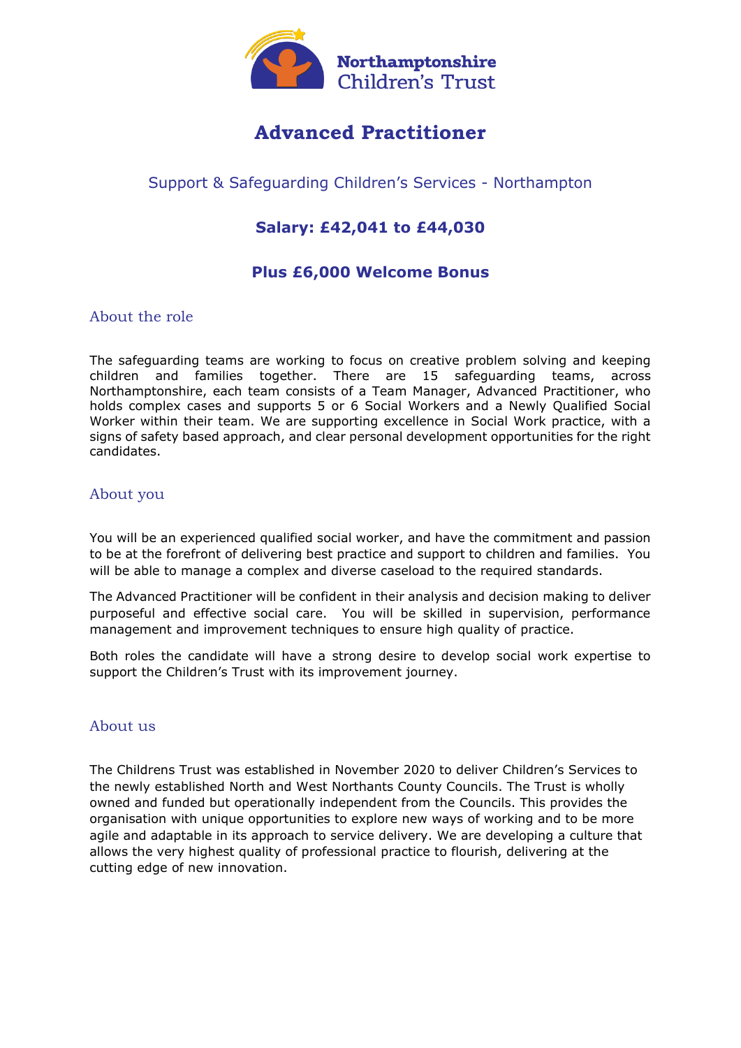Northamptonshire Children's Trust

# Advanced Practitioner

Support & Safeguarding Children's Services - Northampton

**Salary: £42,041 to £44,030**

**Plus £6,000 Welcome Bonus**

## About the role

The safeguarding teams are working to focus on creative problem solving and keeping children and families together. There are 15 safeguarding teams, across Northamptonshire, each team consists of a Team Manager, Advanced Practitioner, who holds complex cases and supports 5 or 6 Social Workers and a Newly Qualified Social Worker within their team. We are supporting excellence in Social Work practice, with a signs of safety based approach, and clear personal development opportunities for the right candidates.

## About you

You will be an experienced qualified social worker, and have the commitment and passion to be at the forefront of delivering best practice and support to children and families. You will be able to manage a complex and diverse caseload to the required standards.

The Advanced Practitioner will be confident in their analysis and decision making to deliver purposeful and effective social care. You will be skilled in supervision, performance management and improvement techniques to ensure high quality of practice.

Both roles the candidate will have a strong desire to develop social work expertise to support the Children's Trust with its improvement journey.

## About us

The Childrens Trust was established in November 2020 to deliver Children's Services to the newly established North and West Northants County Councils. The Trust is wholly owned and funded but operationally independent from the Councils. This provides the organisation with unique opportunities to explore new ways of working and to be more agile and adaptable in its approach to service delivery. We are developing a culture that allows the very highest quality of professional practice to flourish, delivering at the cutting edge of new innovation.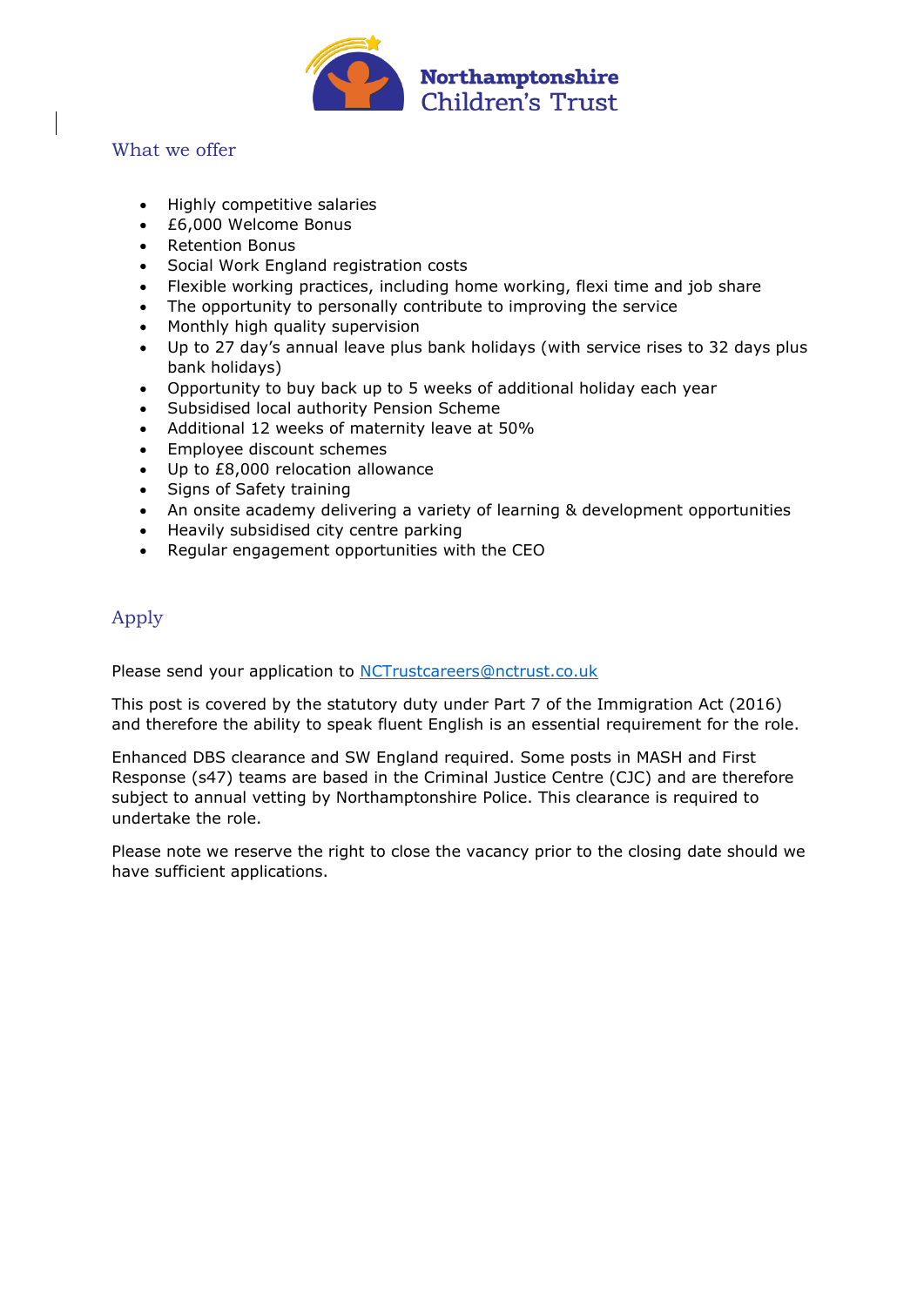## What we offer

- Highly competitive salaries
- £6,000 Welcome Bonus
- Retention Bonus
- Social Work England registration costs
- Flexible working practices, including home working, flexi time and job share
- The opportunity to personally contribute to improving the service
- Monthly high quality supervision
- Up to 27 day's annual leave plus bank holidays (with service rises to 32 days plus bank holidays)
- Opportunity to buy back up to 5 weeks of additional holiday each year
- Subsidised local authority Pension Scheme
- Additional 12 weeks of maternity leave at 50%
- Employee discount schemes
- Up to £8,000 relocation allowance
- Signs of Safety training
- An onsite academy delivering a variety of learning & development opportunities
- Heavily subsidised city centre parking
- Regular engagement opportunities with the CEO

## Apply

Please send your application to [NCTrustcareers@nctrust.co.uk](mailto:NCTrustcareers@nctrust.co.uk)

This post is covered by the statutory duty under Part 7 of the Immigration Act (2016) and therefore the ability to speak fluent English is an essential requirement for the role.

Enhanced DBS clearance and SW England required. Some posts in MASH and First Response (s47) teams are based in the Criminal Justice Centre (CJC) and are therefore subject to annual vetting by Northamptonshire Police. This clearance is required to undertake the role.

Please note we reserve the right to close the vacancy prior to the closing date should we have sufficient applications.